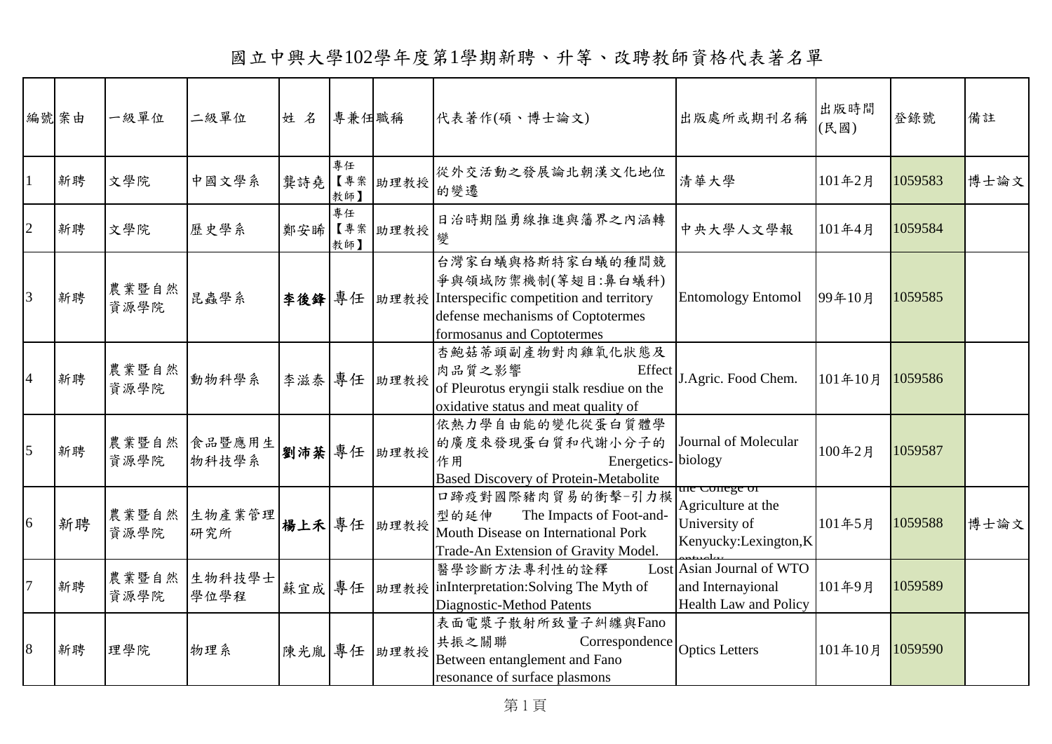# 國立中興大學102學年度第1學期新聘、升等、改聘教師資格代表著名單

| 編號 | 案由 | 一級單位 | 二級單位 | 姓 名 | 專兼任 | 職稱 | 代表著作(碩、博士論文) | 出版處所或期刊名稱 | 出版時間(民國) | 登錄號 | 備註 |
|---|---|---|---|---|---|---|---|---|---|---|---|
| 1 | 新聘 | 文學院 | 中國文學系 | 龔詩堯 | 專任【專案教師】 | 助理教授 | 從外交活動之發展論北朝漢文化地位的變遷 | 清華大學 | 101年2月 | 1059583 | 博士論文 |
| 2 | 新聘 | 文學院 | 歷史學系 | 鄭安睎 | 專任【專案教師】 | 助理教授 | 日治時期隘勇線推進與藩界之內涵轉變 | 中央大學人文學報 | 101年4月 | 1059584 | |
| 3 | 新聘 | 農業暨自然資源學院 | 昆蟲學系 | **李後鋒** | 專任 | 助理教授 | 台灣家白蟻與格斯特家白蟻的種間競爭與領域防禦機制(等翅目:鼻白蟻科) Interspecific competition and territory defense mechanisms of Coptotermes formosanus and Coptotermes | Entomology Entomol | 99年10月 | 1059585 | |
| 4 | 新聘 | 農業暨自然資源學院 | 動物科學系 | 李滋泰 | 專任 | 助理教授 | 杏鮑菇蒂頭副產物對肉雞氧化狀態及肉品質之影響 Effect of Pleurotus eryngii stalk resdiue on the oxidative status and meat quality of | J.Agric. Food Chem. | 101年10月 | 1059586 | |
| 5 | 新聘 | 農業暨自然資源學院 | 食品暨應用生物科技學系 | **劉沛棻** | 專任 | 助理教授 | 依熱力學自由能的變化從蛋白質體學的廣度來發現蛋白質和代謝小分子的作用 Energetics-Based Discovery of Protein-Metabolite | Journal of Molecular biology | 100年2月 | 1059587 | |
| 6 | 新聘 | 農業暨自然資源學院 | 生物產業管理研究所 | **楊上禾** | 專任 | 助理教授 | 口蹄疫對國際豬肉貿易的衝擊-引力模型的延伸 The Impacts of Foot-and-Mouth Disease on International Pork Trade-An Extension of Gravity Model. | the College of Agriculture at the University of Kenyucky:Lexington,Kentucky | 101年5月 | 1059588 | 博士論文 |
| 7 | 新聘 | 農業暨自然資源學院 | 生物科技學士學位學程 | 蘇宜成 | 專任 | 助理教授 | 醫學診斷方法專利性的詮釋 Lost inInterpretation:Solving The Myth of Diagnostic-Method Patents | Asian Journal of WTO and Internayional Health Law and Policy | 101年9月 | 1059589 | |
| 8 | 新聘 | 理學院 | 物理系 | 陳光胤 | 專任 | 助理教授 | 表面電漿子散射所致量子糾纏與Fano共振之關聯 Correspondence Between entanglement and Fano resonance of surface plasmons | Optics Letters | 101年10月 | 1059590 | |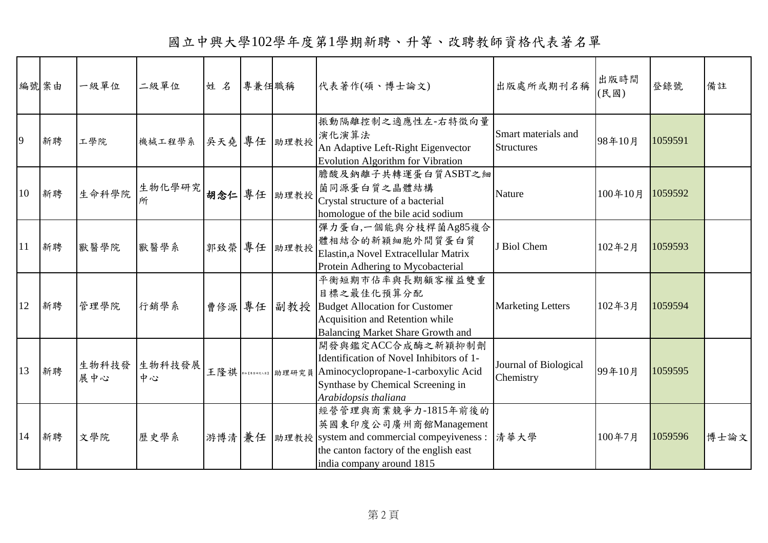# 國立中興大學102學年度第1學期新聘、升等、改聘教師資格代表著名單

| 編號 | 案由 | 一級單位 | 二級單位 | 姓名 | 專兼任 | 職稱 | 代表著作(碩、博士論文) | 出版處所或期刊名稱 | 出版時間(民國) | 登錄號 | 備註 |
|---|---|---|---|---|---|---|---|---|---|---|---|
| 9 | 新聘 | 工學院 | 機械工程學系 | 吳天堯 | 專任 | 助理教授 | 振動隔離控制之適應性左-右特徵向量演化演算法 An Adaptive Left-Right Eigenvector Evolution Algorithm for Vibration | Smart materials and Structures | 98年10月 | 1059591 | |
| 10 | 新聘 | 生命科學院 | 生物化學研究所 | **胡念仁** | 專任 | 助理教授 | 膽酸及鈉離子共轉運蛋白質ASBT之細菌同源蛋白質之晶體結構 Crystal structure of a bacterial homologue of the bile acid sodium | Nature | 100年10月 | 1059592 | |
| 11 | 新聘 | 獸醫學院 | 獸醫學系 | 郭致榮 | 專任 | 助理教授 | 彈力蛋白,一個能與分枝桿菌Ag85複合體相結合的新穎細胞外間質蛋白質 Elastin,a Novel Extracellular Matrix Protein Adhering to Mycobacterial | J Biol Chem | 102年2月 | 1059593 | |
| 12 | 新聘 | 管理學院 | 行銷學系 | 曹修源 | 專任 | 副教授 | 平衡短期市佔率與長期顧客權益雙重目標之最佳化預算分配 Budget Allocation for Customer Acquisition and Retention while Balancing Market Share Growth and | Marketing Letters | 102年3月 | 1059594 | |
| 13 | 新聘 | 生物科技發展中心 | 生物科技發展中心 | 王隆祺 | 專任【專案研究人員】 | 助理研究員 | 開發與鑑定ACC合成酶之新穎抑制劑 Identification of Novel Inhibitors of 1-Aminocyclopropane-1-carboxylic Acid Synthase by Chemical Screening in *Arabidopsis thaliana* | Journal of Biological Chemistry | 99年10月 | 1059595 | |
| 14 | 新聘 | 文學院 | 歷史學系 | 游博清 | 兼任 | 助理教授 | 經營管理與商業競爭力-1815年前後的英國東印度公司廣州商館Management system and commercial compeyiveness : the canton factory of the english east india company around 1815 | 清華大學 | 100年7月 | 1059596 | 博士論文 |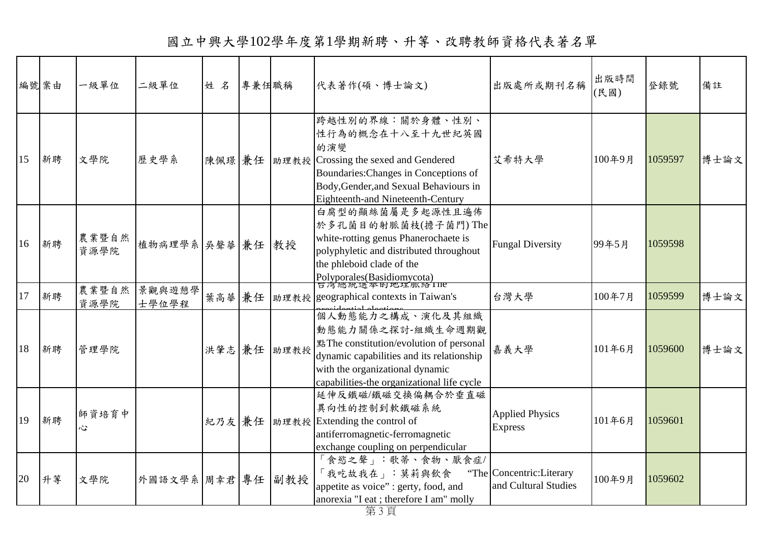# 國立中興大學102學年度第1學期新聘、升等、改聘教師資格代表著名單

| 編號 | 案由 | 一級單位 | 二級單位 | 姓 名 | 專兼任 | 職稱 | 代表著作(碩、博士論文) | 出版處所或期刊名稱 | 出版時間(民國) | 登錄號 | 備註 |
|---|---|---|---|---|---|---|---|---|---|---|---|
| 15 | 新聘 | 文學院 | 歷史學系 | 陳佩璟 | 兼任 | 助理教授 | 跨越性別的界線：關於身體、性別、性行為的概念在十八至十九世紀英國的演變 Crossing the sexed and Gendered Boundaries:Changes in Conceptions of Body,Gender,and Sexual Behaviours in Eighteenth-and Nineteenth-Century | 艾希特大學 | 100年9月 | 1059597 | 博士論文 |
| 16 | 新聘 | 農業暨自然資源學院 | 植物病理學系 | 吳聲華 | 兼任 | 教授 | 白腐型的顯絲菌屬是多起源性且遍佈於多孔菌目的射脈菌枝(擔子菌門) The white-rotting genus Phanerochaete is polyphyletic and distributed throughout the phleboid clade of the Polyporales(Basidiomycota) | Fungal Diversity | 99年5月 | 1059598 | |
| 17 | 新聘 | 農業暨自然資源學院 | 景觀與遊憩學士學位學程 | 葉高華 | 兼任 | 助理教授 | 台灣總統選舉的地理脈絡The geographical contexts in Taiwan's presidential elections | 台灣大學 | 100年7月 | 1059599 | 博士論文 |
| 18 | 新聘 | 管理學院 | | 洪肇志 | 兼任 | 助理教授 | 個人動態能力之構成、演化及其組織動態能力關係之探討-組織生命週期觀點The constitution/evolution of personal dynamic capabilities and its relationship with the organizational dynamic capabilities-the organizational life cycle | 嘉義大學 | 101年6月 | 1059600 | 博士論文 |
| 19 | 新聘 | 師資培育中心 | | 紀乃友 | 兼任 | 助理教授 | 延伸反鐵磁/鐵磁交換偏耦合於垂直磁異向性的控制到軟鐵磁系統 Extending the control of antiferromagnetic-ferromagnetic exchange coupling on perpendicular | Applied Physics Express | 101年6月 | 1059601 | |
| 20 | 升等 | 文學院 | 外國語文學系 | 周幸君 | 專任 | 副教授 | 「食慾之聲」：歌蒂、食物、厭食症/「我吃故我在」：莫莉與飲食 "The appetite as voice" : gerty, food, and anorexia "I eat ; therefore I am" molly | Concentric:Literary and Cultural Studies | 100年9月 | 1059602 | |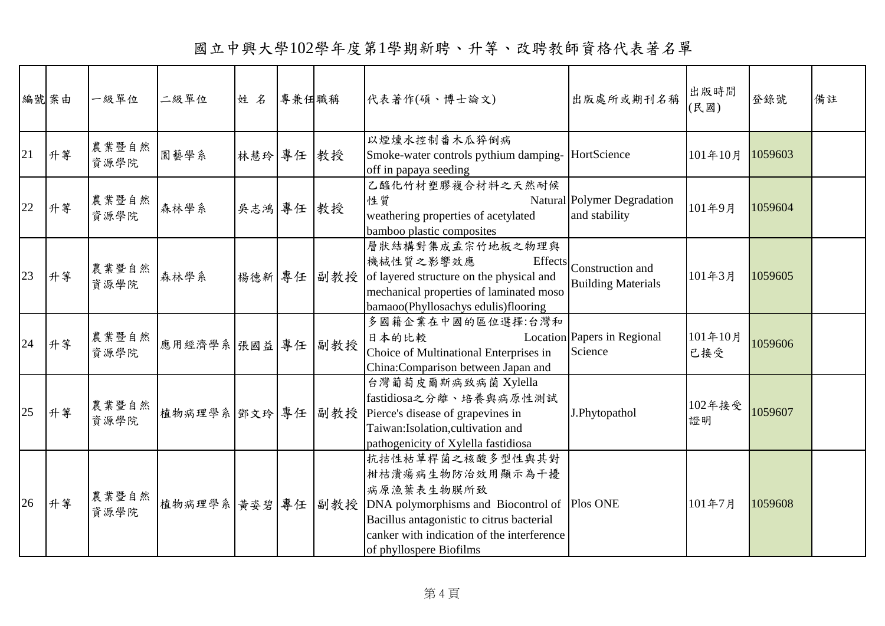# 國立中興大學102學年度第1學期新聘、升等、改聘教師資格代表著名單

| 編號 | 案由 | 一級單位 | 二級單位 | 姓 名 | 專兼任 | 職稱 | 代表著作(碩、博士論文) | 出版處所或期刊名稱 | 出版時間(民國) | 登錄號 | 備註 |
|---|---|---|---|---|---|---|---|---|---|---|---|
| 21 | 升等 | 農業暨自然資源學院 | 園藝學系 | 林慧玲 | 專任 | 教授 | 以煙燻水控制番木瓜猝倒病 Smoke-water controls pythium damping-off in papaya seeding | HortScience | 101年10月 | 1059603 | |
| 22 | 升等 | 農業暨自然資源學院 | 森林學系 | 吳志鴻 | 專任 | 教授 | 乙醯化竹材塑膠複合材料之天然耐候性質 Natural weathering properties of acetylated bamboo plastic composites | Polymer Degradation and stability | 101年9月 | 1059604 | |
| 23 | 升等 | 農業暨自然資源學院 | 森林學系 | 楊德新 | 專任 | 副教授 | 層狀結構對集成孟宗竹地板之物理與機械性質之影響效應 Effects of layered structure on the physical and mechanical properties of laminated moso bamaoo(Phyllosachys edulis)flooring | Construction and Building Materials | 101年3月 | 1059605 | |
| 24 | 升等 | 農業暨自然資源學院 | 應用經濟學系 | 張國益 | 專任 | 副教授 | 多國籍企業在中國的區位選擇:台灣和日本的比較 Location Choice of Multinational Enterprises in China:Comparison between Japan and | Papers in Regional Science | 101年10月已接受 | 1059606 | |
| 25 | 升等 | 農業暨自然資源學院 | 植物病理學系 | 鄧文玲 | 專任 | 副教授 | 台灣葡萄皮爾斯病致病菌 Xylella fastidiosa之分離、培養與病原性測試 Pierce's disease of grapevines in Taiwan:Isolation,cultivation and pathogenicity of Xylella fastidiosa | J.Phytopathol | 102年接受證明 | 1059607 | |
| 26 | 升等 | 農業暨自然資源學院 | 植物病理學系 | 黃姿碧 | 專任 | 副教授 | 抗桔枯草桿菌之核酸多型性與其對柑桔潰瘍病生物防治效用顯示為干擾病原漁葉表生物膜所致 DNA polymorphisms and Biocontrol of Bacillus antagonistic to citrus bacterial canker with indication of the interference of phyllospere Biofilms | Plos ONE | 101年7月 | 1059608 | |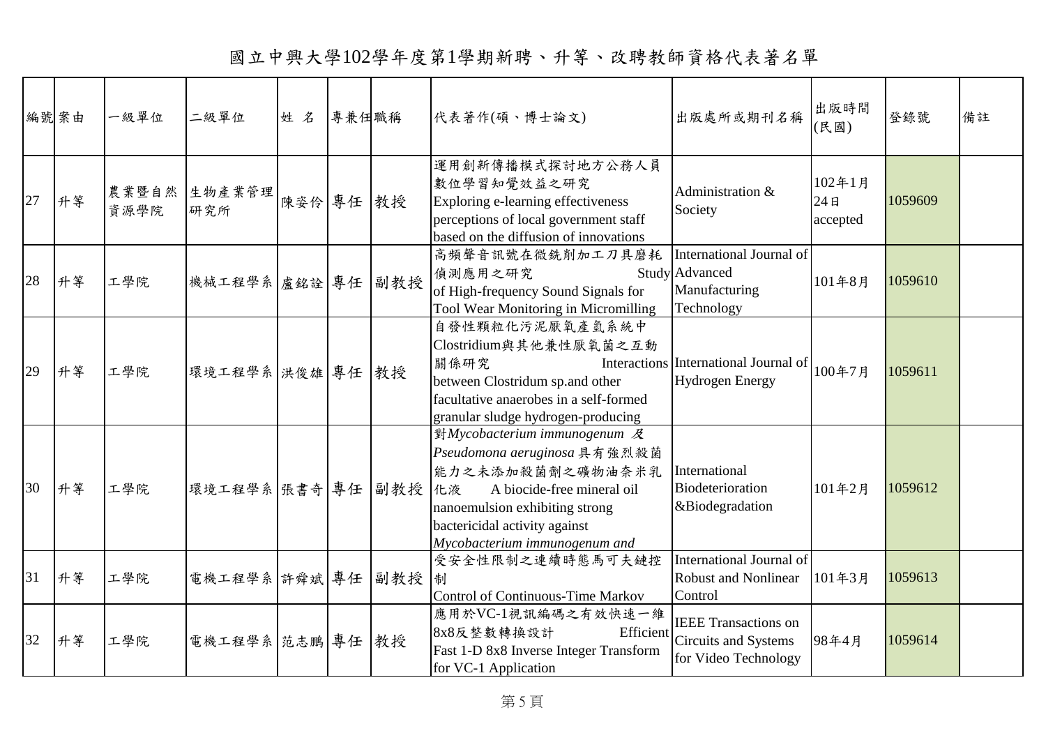# 國立中興大學102學年度第1學期新聘、升等、改聘教師資格代表著名單

| 編號 | 案由 | 一級單位 | 二級單位 | 姓名 | 專兼任 | 職稱 | 代表著作(碩、博士論文) | 出版處所或期刊名稱 | 出版時間(民國) | 登錄號 | 備註 |
|---|---|---|---|---|---|---|---|---|---|---|---|
| 27 | 升等 | 農業暨自然資源學院 | 生物產業管理研究所 | 陳姿伶 | 專任 | 教授 | 運用創新傳播模式探討地方公務人員數位學習知覺效益之研究 Exploring e-learning effectiveness perceptions of local government staff based on the diffusion of innovations | Administration & Society | 102年1月24日 accepted | 1059609 | |
| 28 | 升等 | 工學院 | 機械工程學系 | 盧銘詮 | 專任 | 副教授 | 高頻聲音訊號在微銑削加工刀具磨耗偵測應用之研究 Study of High-frequency Sound Signals for Tool Wear Monitoring in Micromilling | International Journal of Advanced Manufacturing Technology | 101年8月 | 1059610 | |
| 29 | 升等 | 工學院 | 環境工程學系 | 洪俊雄 | 專任 | 教授 | 自發性顆粒化污泥厭氧產氫系統中Clostridium與其他兼性厭氧菌之互動關係研究 Interactions between Clostridum sp.and other facultative anaerobes in a self-formed granular sludge hydrogen-producing | International Journal of Hydrogen Energy | 100年7月 | 1059611 | |
| 30 | 升等 | 工學院 | 環境工程學系 | 張書奇 | 專任 | 副教授 | 對*Mycobacterium immunogenum* 及 *Pseudomona aeruginosa* 具有強烈殺菌能力之未添加殺菌劑之礦物油奈米乳化液 A biocide-free mineral oil nanoemulsion exhibiting strong bactericidal activity against *Mycobacterium immunogenum and* | International Biodeterioration &Biodegradation | 101年2月 | 1059612 | |
| 31 | 升等 | 工學院 | 電機工程學系 | 許舜斌 | 專任 | 副教授 | 受安全性限制之連續時態馬可夫鏈控制 Control of Continuous-Time Markov | International Journal of Robust and Nonlinear Control | 101年3月 | 1059613 | |
| 32 | 升等 | 工學院 | 電機工程學系 | 范志鵬 | 專任 | 教授 | 應用於VC-1視訊編碼之有效快速一維8x8反整數轉換設計 Efficient Fast 1-D 8x8 Inverse Integer Transform for VC-1 Application | IEEE Transactions on Circuits and Systems for Video Technology | 98年4月 | 1059614 | |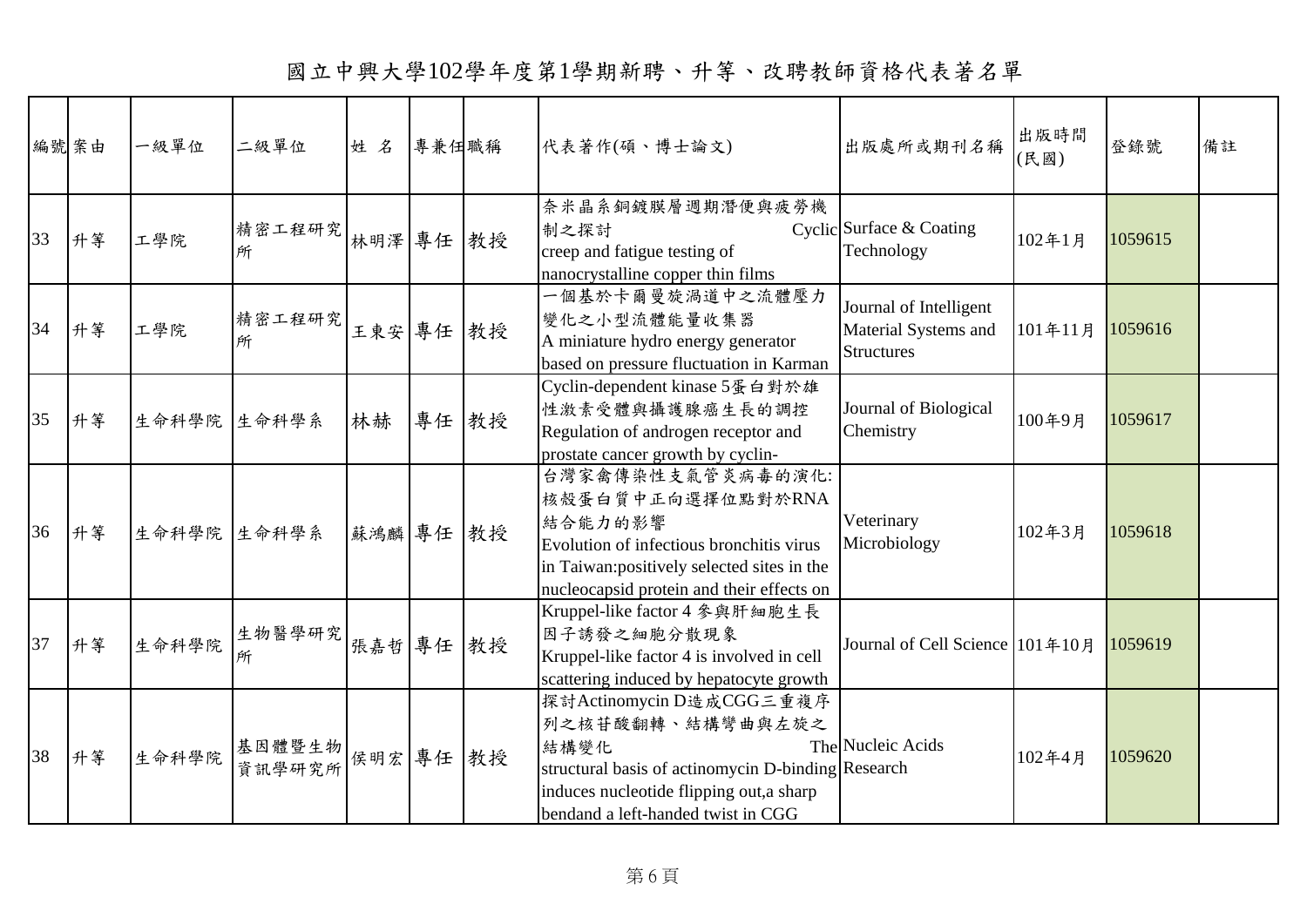# 國立中興大學102學年度第1學期新聘、升等、改聘教師資格代表著名單

| 編號 | 案由 | 一級單位 | 二級單位 | 姓 名 | 專兼任 | 職稱 | 代表著作(碩、博士論文) | 出版處所或期刊名稱 | 出版時間(民國) | 登錄號 | 備註 |
|---|---|---|---|---|---|---|---|---|---|---|---|
| 33 | 升等 | 工學院 | 精密工程研究所 | 林明澤 | 專任 | 教授 | 奈米晶系銅鍍膜層週期潛便與疲勞機制之探討 Cyclic creep and fatigue testing of nanocrystalline copper thin films | Surface & Coating Technology | 102年1月 | 1059615 | |
| 34 | 升等 | 工學院 | 精密工程研究所 | 王東安 | 專任 | 教授 | 一個基於卡爾曼旋渦道中之流體壓力變化之小型流體能量收集器 A miniature hydro energy generator based on pressure fluctuation in Karman | Journal of Intelligent Material Systems and Structures | 101年11月 | 1059616 | |
| 35 | 升等 | 生命科學院 | 生命科學系 | 林赫 | 專任 | 教授 | Cyclin-dependent kinase 5蛋白對於雄性激素受體與攝護腺癌生長的調控 Regulation of androgen receptor and prostate cancer growth by cyclin- | Journal of Biological Chemistry | 100年9月 | 1059617 | |
| 36 | 升等 | 生命科學院 | 生命科學系 | 蘇鴻麟 | 專任 | 教授 | 台灣家禽傳染性支氣管炎病毒的演化:核殼蛋白質中正向選擇位點對於RNA結合能力的影響 Evolution of infectious bronchitis virus in Taiwan:positively selected sites in the nucleocapsid protein and their effects on | Veterinary Microbiology | 102年3月 | 1059618 | |
| 37 | 升等 | 生命科學院 | 生物醫學研究所 | 張嘉哲 | 專任 | 教授 | Kruppel-like factor 4 參與肝細胞生長因子誘發之細胞分散現象 Kruppel-like factor 4 is involved in cell scattering induced by hepatocyte growth | Journal of Cell Science | 101年10月 | 1059619 | |
| 38 | 升等 | 生命科學院 | 基因體暨生物資訊學研究所 | 侯明宏 | 專任 | 教授 | 探討Actinomycin D造成CGG三重複序列之核苷酸翻轉、結構彎曲與左旋之結構變化 The structural basis of actinomycin D-binding induces nucleotide flipping out,a sharp bendand a left-handed twist in CGG | Nucleic Acids Research | 102年4月 | 1059620 | |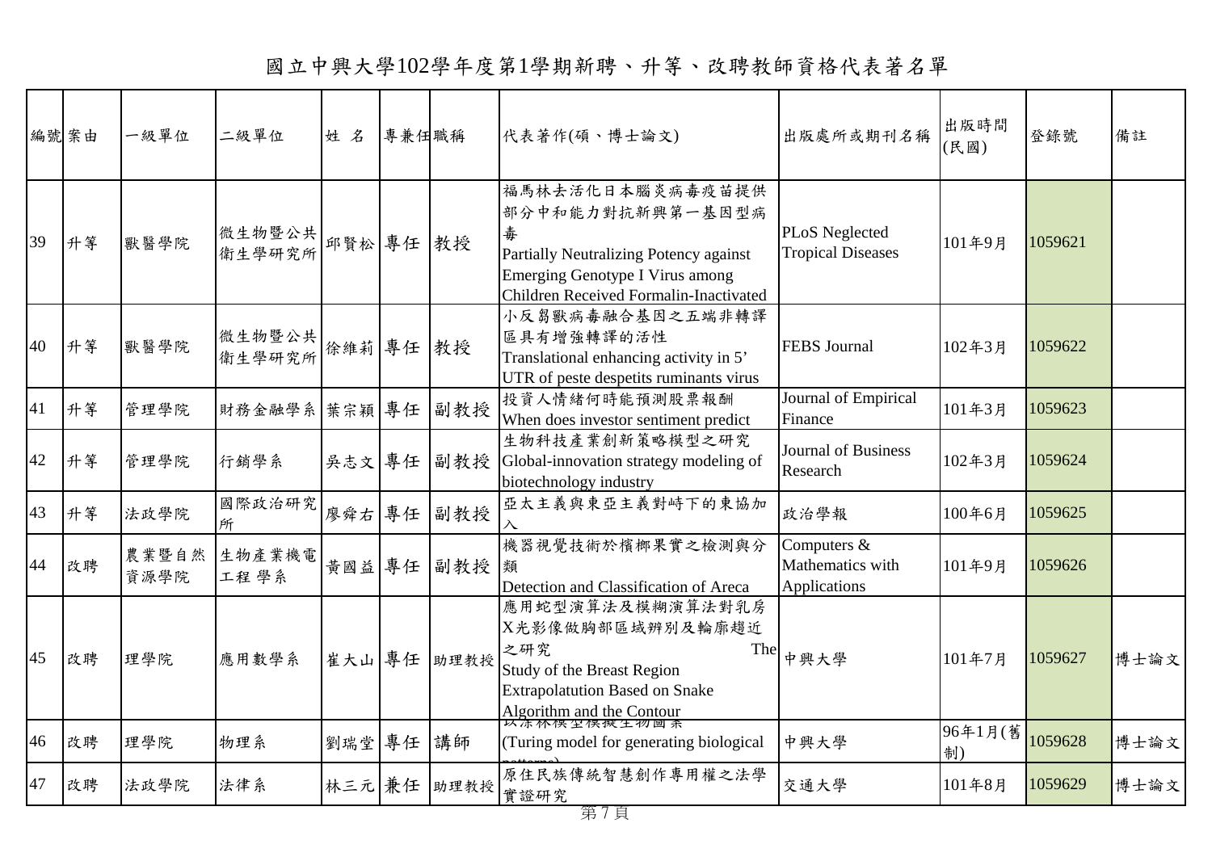# 國立中興大學102學年度第1學期新聘、升等、改聘教師資格代表著名單

| 編號 | 案由 | 一級單位 | 二級單位 | 姓 名 | 專兼任 | 職稱 | 代表著作(碩、博士論文) | 出版處所或期刊名稱 | 出版時間(民國) | 登錄號 | 備註 |
|---|---|---|---|---|---|---|---|---|---|---|---|
| 39 | 升等 | 獸醫學院 | 微生物暨公共衛生學研究所 | 邱賢松 | 專任 | 教授 | 福馬林去活化日本腦炎病毒疫苗提供部分中和能力對抗新興第一基因型病毒 Partially Neutralizing Potency against Emerging Genotype I Virus among Children Received Formalin-Inactivated | PLoS Neglected Tropical Diseases | 101年9月 | 1059621 | |
| 40 | 升等 | 獸醫學院 | 微生物暨公共衛生學研究所 | 徐維莉 | 專任 | 教授 | 小反芻獸病毒融合基因之五端非轉譯區具有增強轉譯的活性 Translational enhancing activity in 5' UTR of peste despetits ruminants virus | FEBS Journal | 102年3月 | 1059622 | |
| 41 | 升等 | 管理學院 | 財務金融學系 | 葉宗穎 | 專任 | 副教授 | 投資人情緒何時能預測股票報酬 When does investor sentiment predict | Journal of Empirical Finance | 101年3月 | 1059623 | |
| 42 | 升等 | 管理學院 | 行銷學系 | 吳志文 | 專任 | 副教授 | 生物科技產業創新策略模型之研究 Global-innovation strategy modeling of biotechnology industry | Journal of Business Research | 102年3月 | 1059624 | |
| 43 | 升等 | 法政學院 | 國際政治研究所 | 廖舜右 | 專任 | 副教授 | 亞太主義與東亞主義對峙下的東協加入 | 政治學報 | 100年6月 | 1059625 | |
| 44 | 改聘 | 農業暨自然資源學院 | 生物產業機電工程 學系 | 黃國益 | 專任 | 副教授 | 機器視覺技術於檳榔果實之檢測與分類 Detection and Classification of Areca | Computers & Mathematics with Applications | 101年9月 | 1059626 | |
| 45 | 改聘 | 理學院 | 應用數學系 | 崔大山 | 專任 | 助理教授 | 應用蛇型演算法及模糊演算法對乳房X光影像做胸部區域辨別及輪廓趨近之研究 The Study of the Breast Region Extrapolatution Based on Snake Algorithm and the Contour | 中興大學 | 101年7月 | 1059627 | 博士論文 |
| 46 | 改聘 | 理學院 | 物理系 | 劉瑞堂 | 專任 | 講師 | 以涂林模型模擬生物圖案 (Turing model for generating biological patterns) | 中興大學 | 96年1月(舊制) | 1059628 | 博士論文 |
| 47 | 改聘 | 法政學院 | 法律系 | 林三元 | 兼任 | 助理教授 | 原住民族傳統智慧創作專用權之法學實證研究 | 交通大學 | 101年8月 | 1059629 | 博士論文 |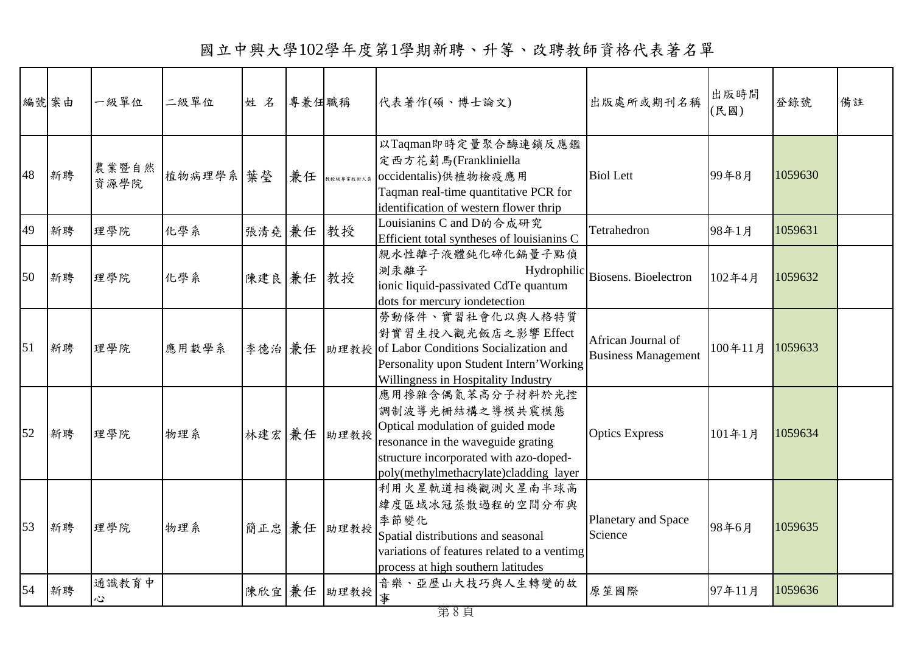# 國立中興大學102學年度第1學期新聘、升等、改聘教師資格代表著名單

| 編號 | 案由 | 一級單位 | 二級單位 | 姓 名 | 專兼任 | 職稱 | 代表著作(碩、博士論文) | 出版處所或期刊名稱 | 出版時間(民國) | 登錄號 | 備註 |
|---|---|---|---|---|---|---|---|---|---|---|---|
| 48 | 新聘 | 農業暨自然資源學院 | 植物病理學系 | 葉瑩 | 兼任 | 教授級專業技術人員 | 以Taqman即時定量聚合酶連鎖反應鑑定西方花薊馬(Frankliniella occidentalis)供植物檢疫應用 Taqman real-time quantitative PCR for identification of western flower thrip | Biol Lett | 99年8月 | 1059630 | |
| 49 | 新聘 | 理學院 | 化學系 | 張清堯 | 兼任 | 教授 | Louisianins C and D的合成研究 Efficient total syntheses of louisianins C | Tetrahedron | 98年1月 | 1059631 | |
| 50 | 新聘 | 理學院 | 化學系 | 陳建良 | 兼任 | 教授 | 親水性離子液體鈍化碲化鎘量子點偵測汞離子 Hydrophilic ionic liquid-passivated CdTe quantum dots for mercury iondetection | Biosens. Bioelectron | 102年4月 | 1059632 | |
| 51 | 新聘 | 理學院 | 應用數學系 | 李德治 | 兼任 | 助理教授 | 勞動條件、實習社會化以與人格特質對實習生投入觀光飯店之影響 Effect of Labor Conditions Socialization and Personality upon Student Intern'Working Willingness in Hospitality Industry | African Journal of Business Management | 100年11月 | 1059633 | |
| 52 | 新聘 | 理學院 | 物理系 | 林建宏 | 兼任 | 助理教授 | 應用摻雜含偶氮苯高分子材料於光控調制波導光柵結構之導模共震模態 Optical modulation of guided mode resonance in the waveguide grating structure incorporated with azo-doped-poly(methylmethacrylate)cladding layer | Optics Express | 101年1月 | 1059634 | |
| 53 | 新聘 | 理學院 | 物理系 | 簡正忠 | 兼任 | 助理教授 | 利用火星軌道相機觀測火星南半球高緯度區域冰冠蒸散過程的空間分布與季節變化 Spatial distributions and seasonal variations of features related to a ventimg process at high southern latitudes | Planetary and Space Science | 98年6月 | 1059635 | |
| 54 | 新聘 | 通識教育中心 | | 陳欣宜 | 兼任 | 助理教授 | 音樂、亞歷山大技巧與人生轉變的故事 | 原笙國際 | 97年11月 | 1059636 | |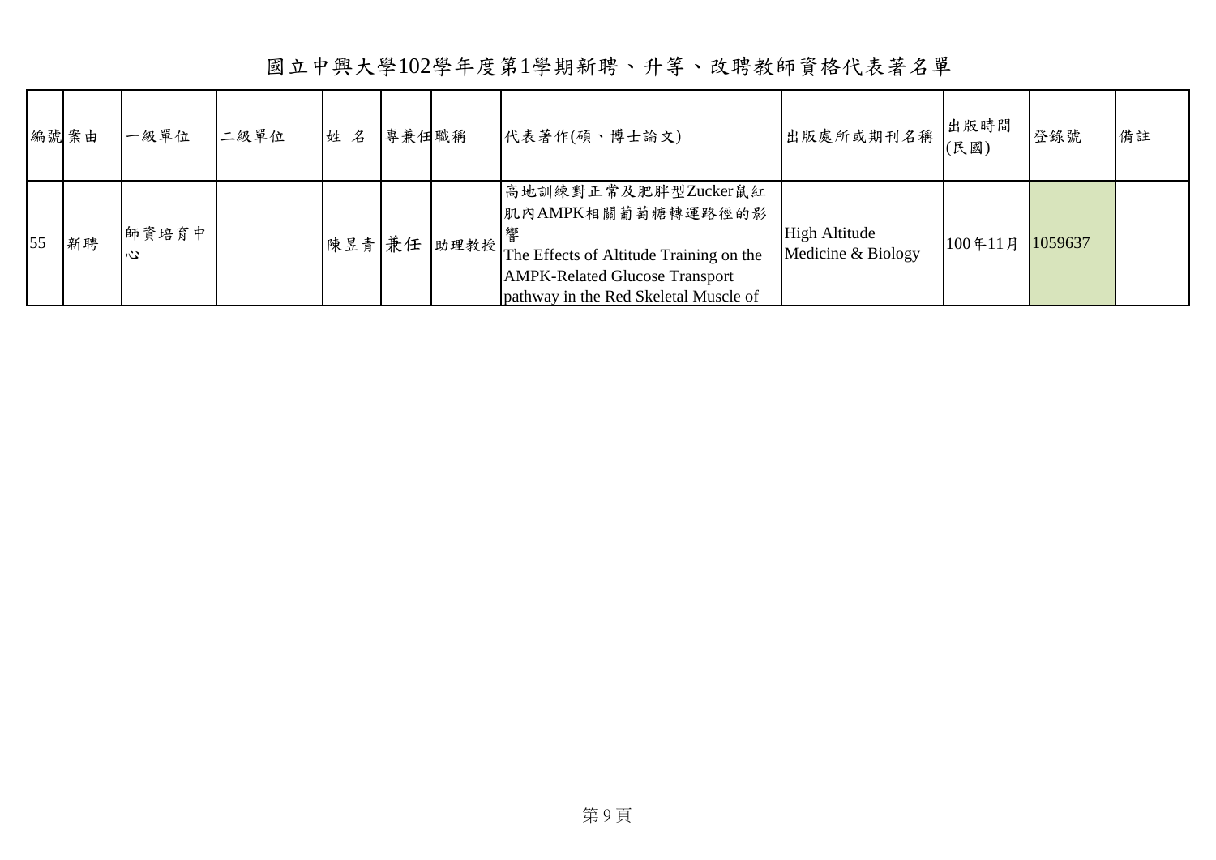# 國立中興大學102學年度第1學期新聘、升等、改聘教師資格代表著名單

| 編號 | 案由 | 一級單位 | 二級單位 | 姓 名 | 專兼任 | 職稱 | 代表著作(碩、博士論文) | 出版處所或期刊名稱 | 出版時間(民國) | 登錄號 | 備註 |
|---|---|---|---|---|---|---|---|---|---|---|---|
| 55 | 新聘 | 師資培育中心 | | 陳昱青 | 兼任 | 助理教授 | 高地訓練對正常及肥胖型Zucker鼠紅肌內AMPK相關葡萄糖轉運路徑的影響<br>The Effects of Altitude Training on the AMPK-Related Glucose Transport pathway in the Red Skeletal Muscle of | High Altitude Medicine & Biology | 100年11月 | 1059637 | |